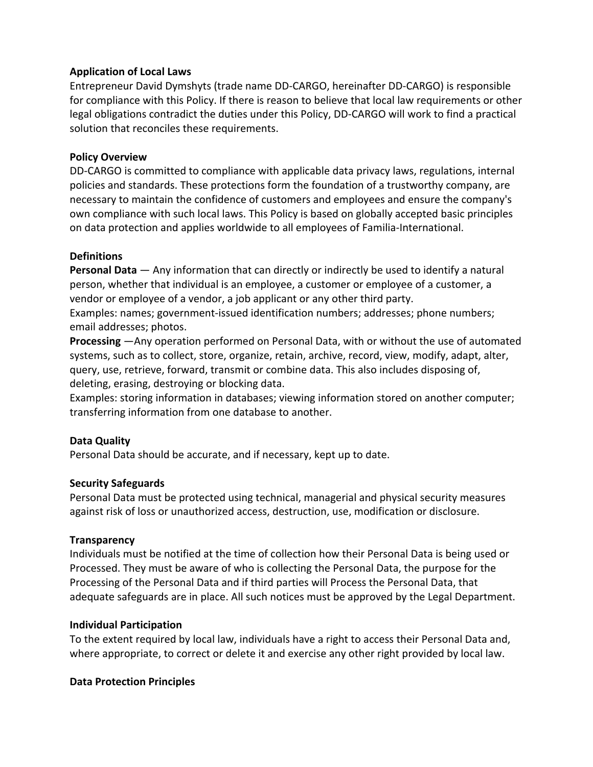**Application of Local Laws**
Entrepreneur David Dymshyts (trade name DD-CARGO, hereinafter DD-CARGO) is responsible for compliance with this Policy. If there is reason to believe that local law requirements or other legal obligations contradict the duties under this Policy, DD-CARGO will work to find a practical solution that reconciles these requirements.

**Policy Overview**
DD-CARGO is committed to compliance with applicable data privacy laws, regulations, internal policies and standards. These protections form the foundation of a trustworthy company, are necessary to maintain the confidence of customers and employees and ensure the company's own compliance with such local laws. This Policy is based on globally accepted basic principles on data protection and applies worldwide to all employees of Familia-International.

**Definitions**
**Personal Data** — Any information that can directly or indirectly be used to identify a natural person, whether that individual is an employee, a customer or employee of a customer, a vendor or employee of a vendor, a job applicant or any other third party.
Examples: names; government-issued identification numbers; addresses; phone numbers; email addresses; photos.
**Processing** —Any operation performed on Personal Data, with or without the use of automated systems, such as to collect, store, organize, retain, archive, record, view, modify, adapt, alter, query, use, retrieve, forward, transmit or combine data. This also includes disposing of, deleting, erasing, destroying or blocking data.
Examples: storing information in databases; viewing information stored on another computer; transferring information from one database to another.

**Data Quality**
Personal Data should be accurate, and if necessary, kept up to date.

**Security Safeguards**
Personal Data must be protected using technical, managerial and physical security measures against risk of loss or unauthorized access, destruction, use, modification or disclosure.

**Transparency**
Individuals must be notified at the time of collection how their Personal Data is being used or Processed. They must be aware of who is collecting the Personal Data, the purpose for the Processing of the Personal Data and if third parties will Process the Personal Data, that adequate safeguards are in place. All such notices must be approved by the Legal Department.

**Individual Participation**
To the extent required by local law, individuals have a right to access their Personal Data and, where appropriate, to correct or delete it and exercise any other right provided by local law.

**Data Protection Principles**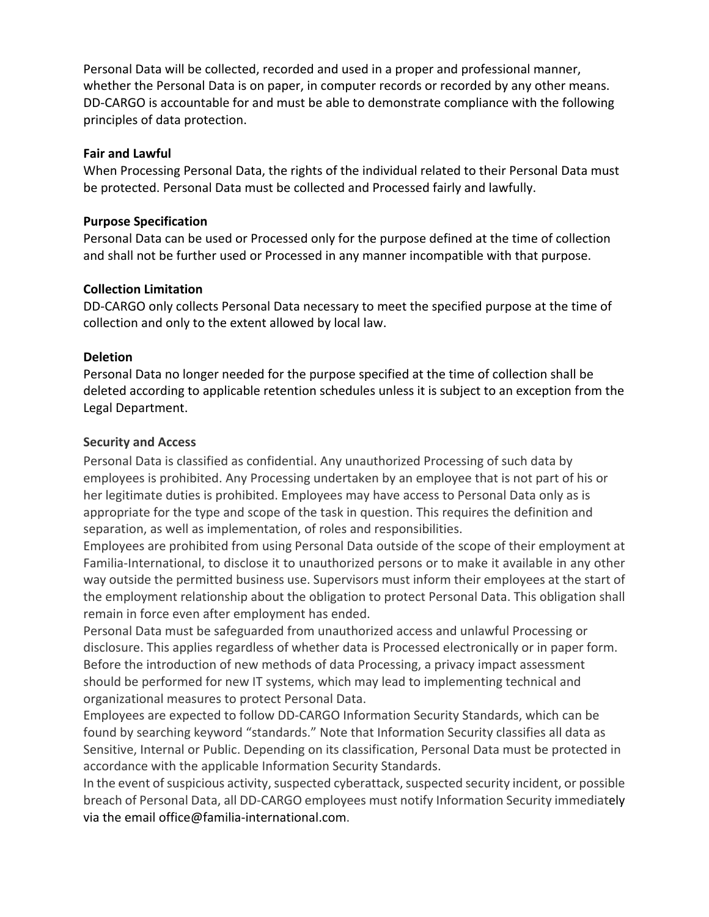Personal Data will be collected, recorded and used in a proper and professional manner, whether the Personal Data is on paper, in computer records or recorded by any other means. DD-CARGO is accountable for and must be able to demonstrate compliance with the following principles of data protection.

**Fair and Lawful**

When Processing Personal Data, the rights of the individual related to their Personal Data must be protected. Personal Data must be collected and Processed fairly and lawfully.

**Purpose Specification**

Personal Data can be used or Processed only for the purpose defined at the time of collection and shall not be further used or Processed in any manner incompatible with that purpose.

**Collection Limitation**

DD-CARGO only collects Personal Data necessary to meet the specified purpose at the time of collection and only to the extent allowed by local law.

**Deletion**

Personal Data no longer needed for the purpose specified at the time of collection shall be deleted according to applicable retention schedules unless it is subject to an exception from the Legal Department.

**Security and Access**

Personal Data is classified as confidential. Any unauthorized Processing of such data by employees is prohibited. Any Processing undertaken by an employee that is not part of his or her legitimate duties is prohibited. Employees may have access to Personal Data only as is appropriate for the type and scope of the task in question. This requires the definition and separation, as well as implementation, of roles and responsibilities.

Employees are prohibited from using Personal Data outside of the scope of their employment at Familia-International, to disclose it to unauthorized persons or to make it available in any other way outside the permitted business use. Supervisors must inform their employees at the start of the employment relationship about the obligation to protect Personal Data. This obligation shall remain in force even after employment has ended.

Personal Data must be safeguarded from unauthorized access and unlawful Processing or disclosure. This applies regardless of whether data is Processed electronically or in paper form. Before the introduction of new methods of data Processing, a privacy impact assessment should be performed for new IT systems, which may lead to implementing technical and organizational measures to protect Personal Data.

Employees are expected to follow DD-CARGO Information Security Standards, which can be found by searching keyword "standards." Note that Information Security classifies all data as Sensitive, Internal or Public. Depending on its classification, Personal Data must be protected in accordance with the applicable Information Security Standards.

In the event of suspicious activity, suspected cyberattack, suspected security incident, or possible breach of Personal Data, all DD-CARGO employees must notify Information Security immediately via the email office@familia-international.com.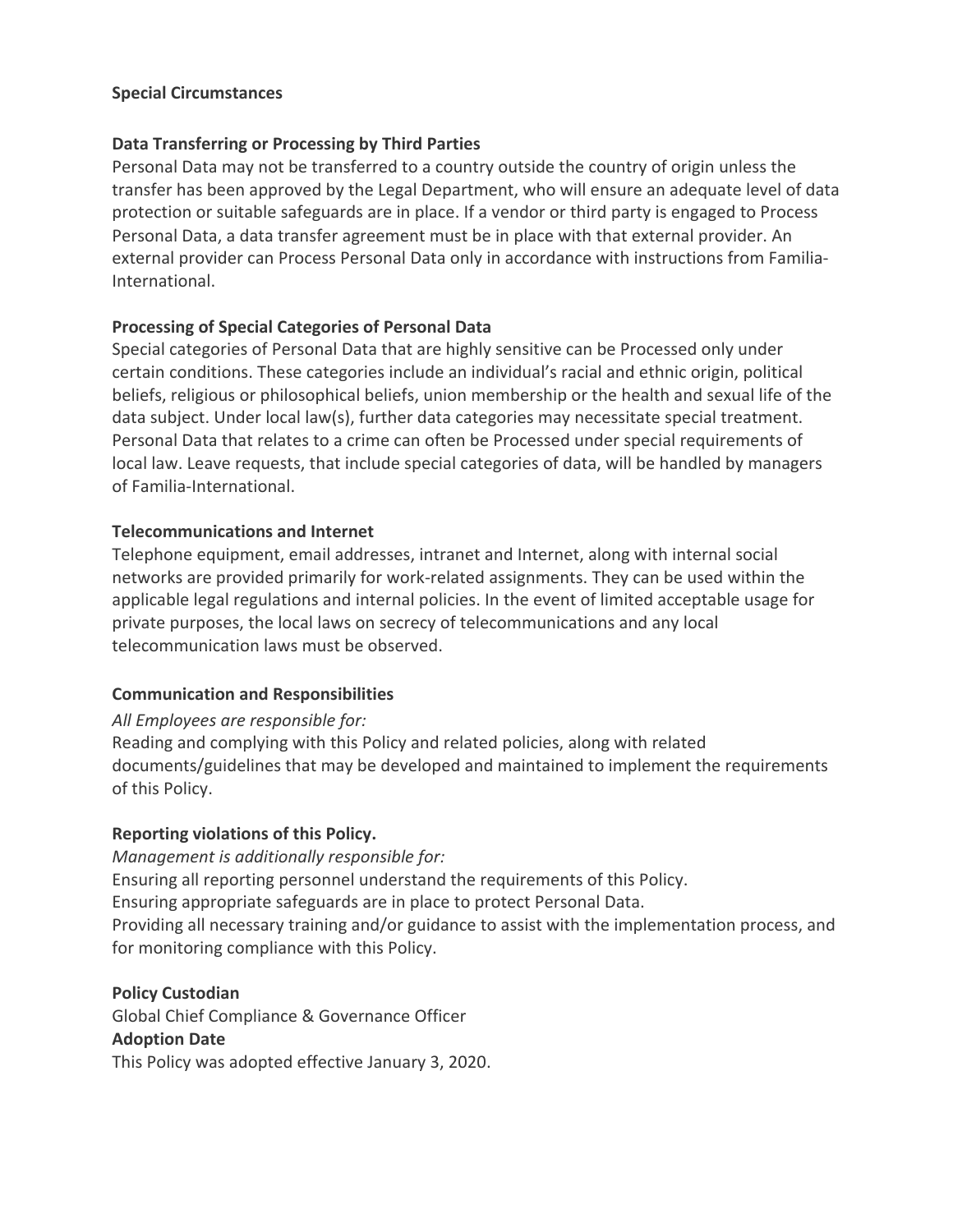**Special Circumstances**

**Data Transferring or Processing by Third Parties**

Personal Data may not be transferred to a country outside the country of origin unless the transfer has been approved by the Legal Department, who will ensure an adequate level of data protection or suitable safeguards are in place. If a vendor or third party is engaged to Process Personal Data, a data transfer agreement must be in place with that external provider. An external provider can Process Personal Data only in accordance with instructions from Familia-International.

**Processing of Special Categories of Personal Data**

Special categories of Personal Data that are highly sensitive can be Processed only under certain conditions. These categories include an individual's racial and ethnic origin, political beliefs, religious or philosophical beliefs, union membership or the health and sexual life of the data subject. Under local law(s), further data categories may necessitate special treatment. Personal Data that relates to a crime can often be Processed under special requirements of local law. Leave requests, that include special categories of data, will be handled by managers of Familia-International.

**Telecommunications and Internet**

Telephone equipment, email addresses, intranet and Internet, along with internal social networks are provided primarily for work-related assignments. They can be used within the applicable legal regulations and internal policies. In the event of limited acceptable usage for private purposes, the local laws on secrecy of telecommunications and any local telecommunication laws must be observed.

**Communication and Responsibilities**

*All Employees are responsible for:*

Reading and complying with this Policy and related policies, along with related documents/guidelines that may be developed and maintained to implement the requirements of this Policy.

**Reporting violations of this Policy.**

*Management is additionally responsible for:*

Ensuring all reporting personnel understand the requirements of this Policy.

Ensuring appropriate safeguards are in place to protect Personal Data.

Providing all necessary training and/or guidance to assist with the implementation process, and for monitoring compliance with this Policy.

**Policy Custodian**

Global Chief Compliance & Governance Officer

**Adoption Date**

This Policy was adopted effective January 3, 2020.